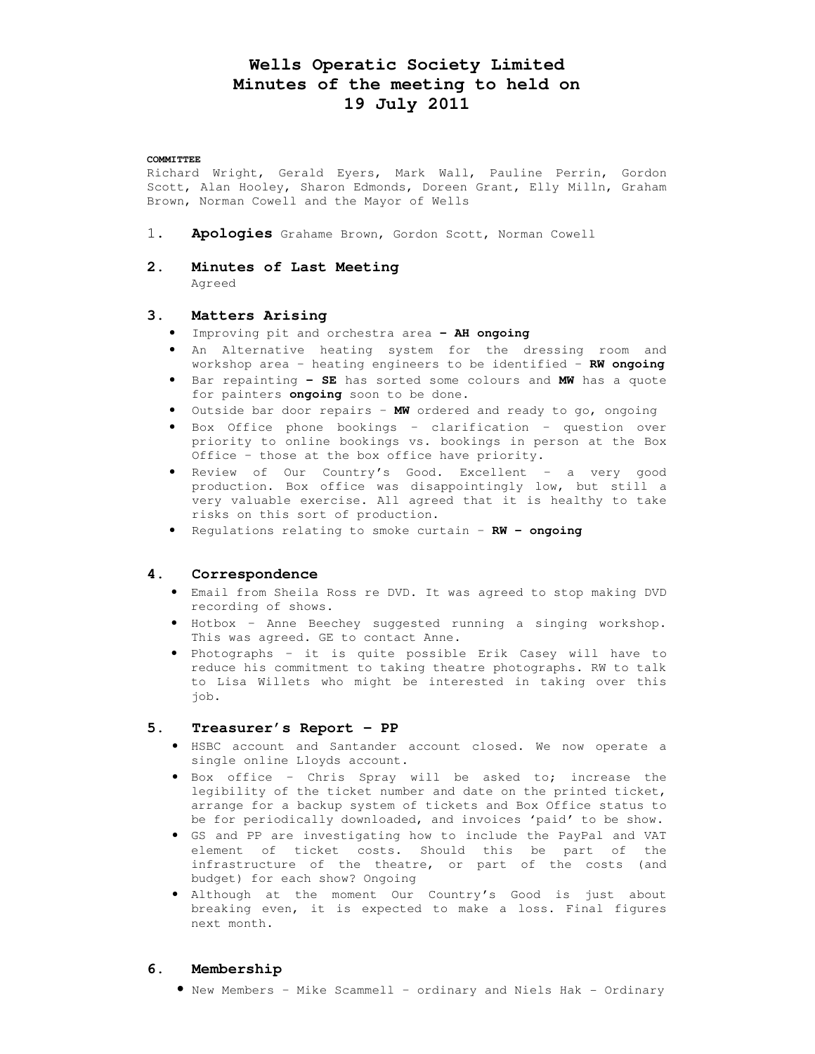# Wells Operatic Society Limited
# Minutes of the meeting to held on
# 19 July 2011

**COMMITTEE**
Richard Wright, Gerald Eyers, Mark Wall, Pauline Perrin, Gordon Scott, Alan Hooley, Sharon Edmonds, Doreen Grant, Elly Milln, Graham Brown, Norman Cowell and the Mayor of Wells

1. **Apologies** Grahame Brown, Gordon Scott, Norman Cowell

2. **Minutes of Last Meeting**
   Agreed

3. **Matters Arising**
   - Improving pit and orchestra area **– AH ongoing**
   - An Alternative heating system for the dressing room and workshop area – heating engineers to be identified – **RW ongoing**
   - Bar repainting **– SE** has sorted some colours and **MW** has a quote for painters **ongoing** soon to be done.
   - Outside bar door repairs – **MW** ordered and ready to go, ongoing
   - Box Office phone bookings – clarification – question over priority to online bookings vs. bookings in person at the Box Office – those at the box office have priority.
   - Review of Our Country's Good. Excellent – a very good production. Box office was disappointingly low, but still a very valuable exercise. All agreed that it is healthy to take risks on this sort of production.
   - Regulations relating to smoke curtain – **RW – ongoing**

4. **Correspondence**
   - Email from Sheila Ross re DVD. It was agreed to stop making DVD recording of shows.
   - Hotbox – Anne Beechey suggested running a singing workshop. This was agreed. GE to contact Anne.
   - Photographs – it is quite possible Erik Casey will have to reduce his commitment to taking theatre photographs. RW to talk to Lisa Willets who might be interested in taking over this job.

5. **Treasurer's Report – PP**
   - HSBC account and Santander account closed. We now operate a single online Lloyds account.
   - Box office – Chris Spray will be asked to; increase the legibility of the ticket number and date on the printed ticket, arrange for a backup system of tickets and Box Office status to be for periodically downloaded, and invoices 'paid' to be show.
   - GS and PP are investigating how to include the PayPal and VAT element of ticket costs. Should this be part of the infrastructure of the theatre, or part of the costs (and budget) for each show? Ongoing
   - Although at the moment Our Country's Good is just about breaking even, it is expected to make a loss. Final figures next month.

6. **Membership**
   - New Members – Mike Scammell – ordinary and Niels Hak – Ordinary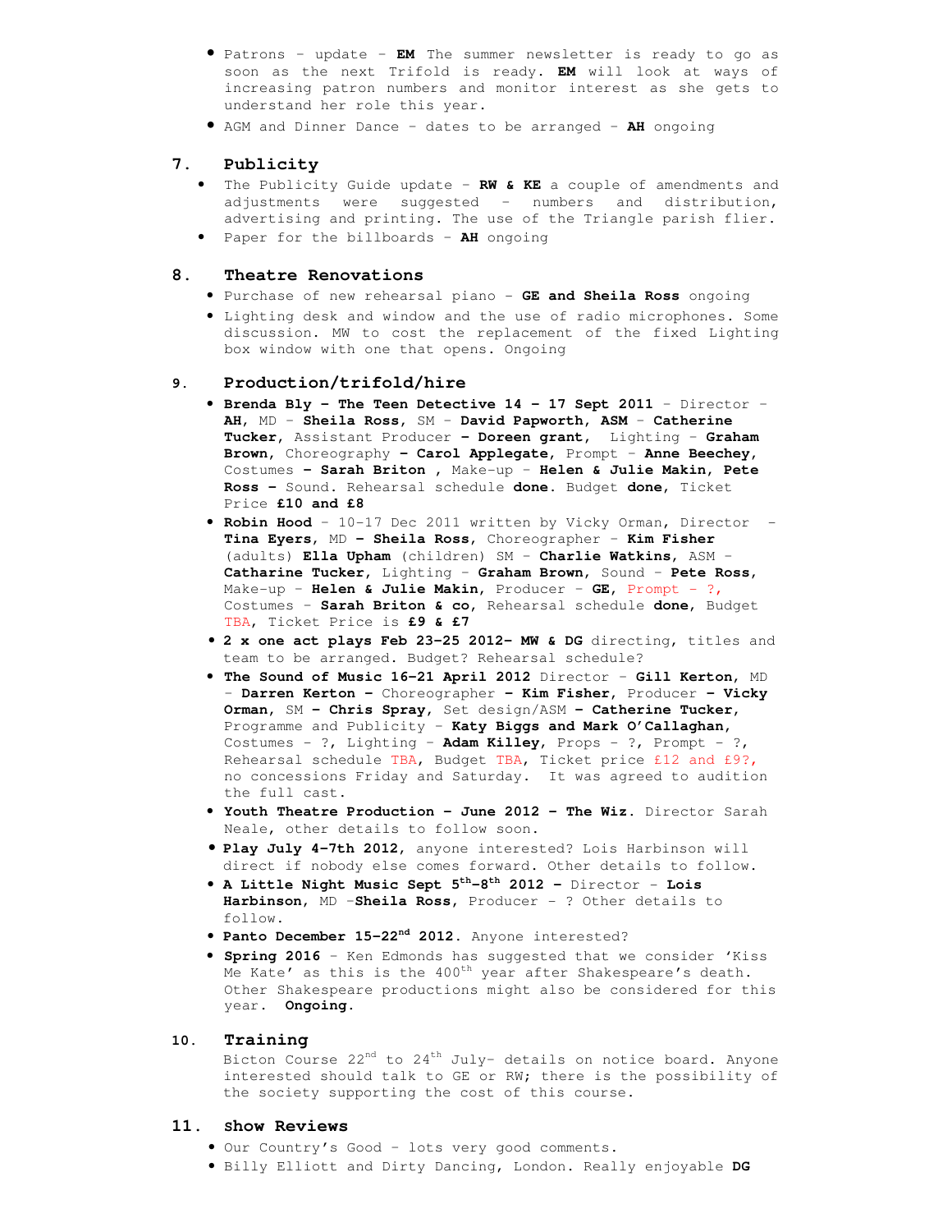- Patrons – update – **EM** The summer newsletter is ready to go as soon as the next Trifold is ready. **EM** will look at ways of increasing patron numbers and monitor interest as she gets to understand her role this year.
- AGM and Dinner Dance – dates to be arranged – **AH** ongoing

## 7. Publicity

- The Publicity Guide update – **RW & KE** a couple of amendments and adjustments were suggested – numbers and distribution, advertising and printing. The use of the Triangle parish flier.
- Paper for the billboards – **AH** ongoing

## 8. Theatre Renovations

- Purchase of new rehearsal piano – **GE and Sheila Ross** ongoing
- Lighting desk and window and the use of radio microphones. Some discussion. MW to cost the replacement of the fixed Lighting box window with one that opens. Ongoing

## 9. Production/trifold/hire

- **Brenda Bly – The Teen Detective 14 – 17 Sept 2011** – Director – **AH**, MD – **Sheila Ross**, SM – **David Papworth, ASM** – **Catherine Tucker**, Assistant Producer **– Doreen grant**, Lighting – **Graham Brown**, Choreography **– Carol Applegate**, Prompt – **Anne Beechey**, Costumes **– Sarah Briton** , Make-up – **Helen & Julie Makin, Pete Ross –** Sound. Rehearsal schedule **done**. Budget **done**, Ticket Price **£10 and £8**
- **Robin Hood** – 10-17 Dec 2011 written by Vicky Orman, Director – **Tina Eyers**, MD **– Sheila Ross**, Choreographer – **Kim Fisher** (adults) **Ella Upham** (children) SM – **Charlie Watkins**, ASM – **Catharine Tucker**, Lighting – **Graham Brown**, Sound – **Pete Ross**, Make-up – **Helen & Julie Makin**, Producer – **GE**, Prompt – ?, Costumes – **Sarah Briton & co**, Rehearsal schedule **done**, Budget TBA, Ticket Price is **£9 & £7**
- **2 x one act plays Feb 23-25 2012– MW & DG** directing, titles and team to be arranged. Budget? Rehearsal schedule?
- **The Sound of Music 16-21 April 2012** Director – **Gill Kerton**, MD – **Darren Kerton –** Choreographer **– Kim Fisher**, Producer **– Vicky Orman**, SM **– Chris Spray**, Set design/ASM **– Catherine Tucker**, Programme and Publicity – **Katy Biggs and Mark O'Callaghan**, Costumes – ?, Lighting – **Adam Killey**, Props – ?, Prompt – ?, Rehearsal schedule TBA, Budget TBA, Ticket price £12 and £9?, no concessions Friday and Saturday. It was agreed to audition the full cast.
- **Youth Theatre Production – June 2012 – The Wiz.** Director Sarah Neale, other details to follow soon.
- **Play July 4-7th 2012,** anyone interested? Lois Harbinson will direct if nobody else comes forward. Other details to follow.
- **A Little Night Music Sept 5th-8th 2012 –** Director – **Lois Harbinson**, MD –**Sheila Ross**, Producer – ? Other details to follow.
- **Panto December 15-22nd 2012.** Anyone interested?
- **Spring 2016** – Ken Edmonds has suggested that we consider 'Kiss Me Kate' as this is the 400th year after Shakespeare's death. Other Shakespeare productions might also be considered for this year. **Ongoing.**

## 10. Training

Bicton Course 22nd to 24th July- details on notice board. Anyone interested should talk to GE or RW; there is the possibility of the society supporting the cost of this course.

## 11. Show Reviews

- Our Country's Good – lots very good comments.
- Billy Elliott and Dirty Dancing, London. Really enjoyable **DG**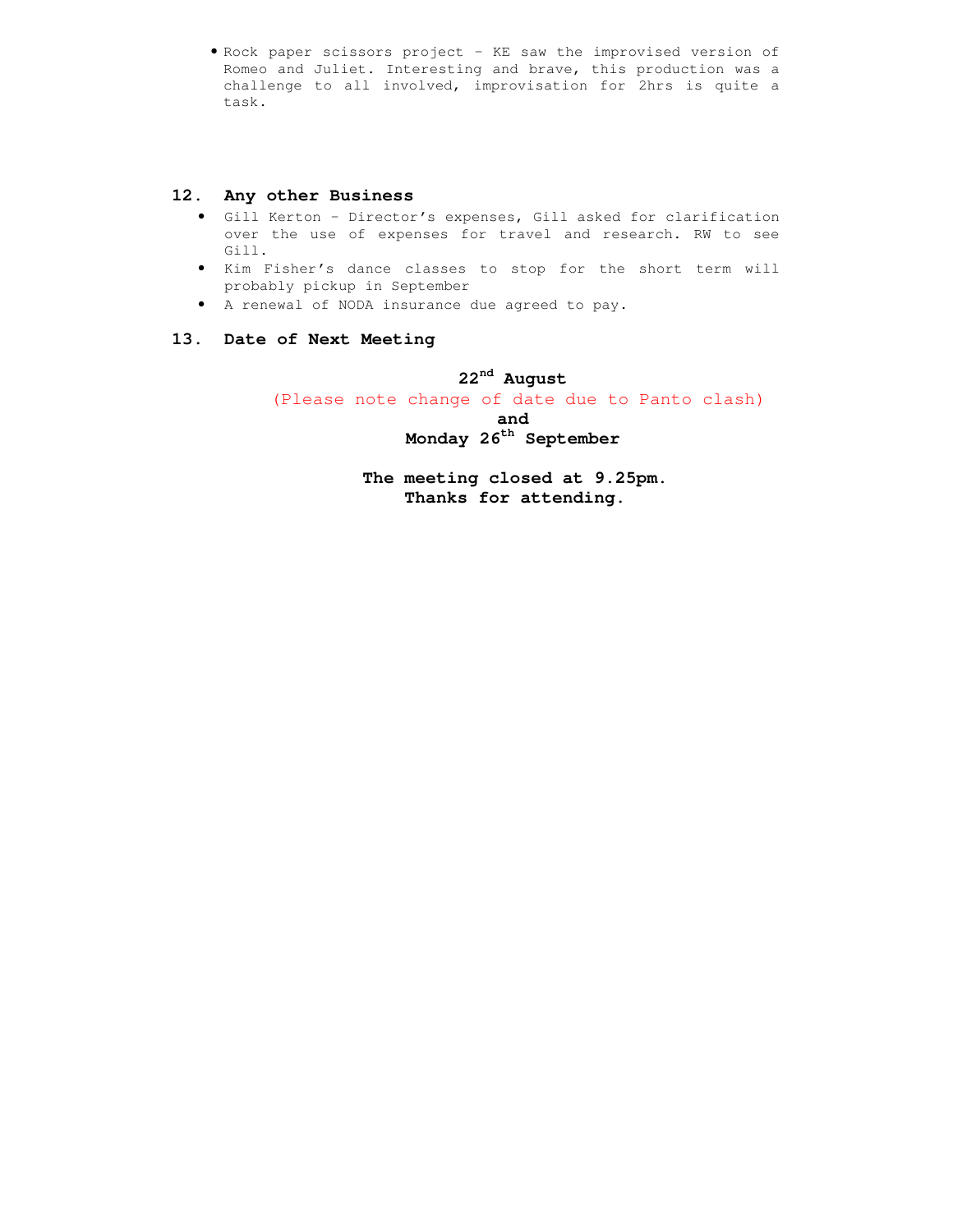- Rock paper scissors project – KE saw the improvised version of Romeo and Juliet. Interesting and brave, this production was a challenge to all involved, improvisation for 2hrs is quite a task.

## 12. Any other Business

- Gill Kerton – Director's expenses, Gill asked for clarification over the use of expenses for travel and research. RW to see Gill.
- Kim Fisher's dance classes to stop for the short term will probably pickup in September
- A renewal of NODA insurance due agreed to pay.

## 13. Date of Next Meeting

**22nd August**

(Please note change of date due to Panto clash)

**and**

**Monday 26th September**

**The meeting closed at 9.25pm.**
**Thanks for attending.**